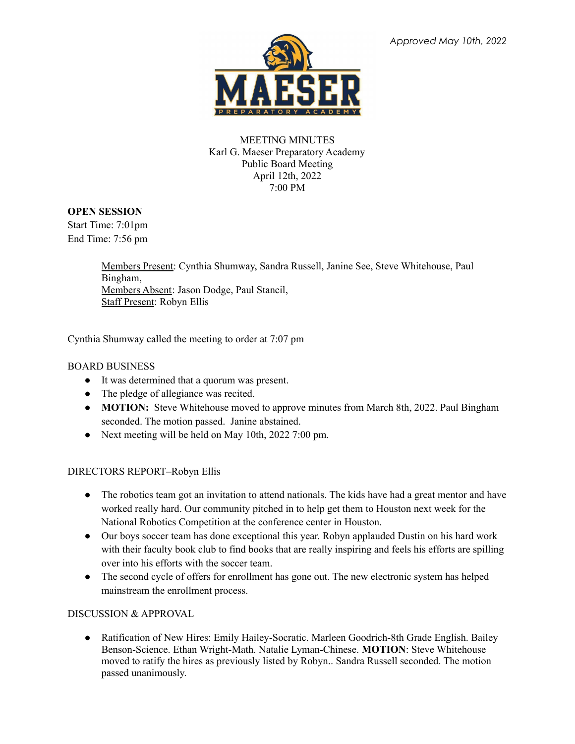*Approved May 10th, 2022*

MEETING MINUTES
Karl G. Maeser Preparatory Academy
Public Board Meeting
April 12th, 2022
7:00 PM

**OPEN SESSION**
Start Time: 7:01pm
End Time: 7:56 pm

Members Present: Cynthia Shumway, Sandra Russell, Janine See, Steve Whitehouse, Paul Bingham,
Members Absent: Jason Dodge, Paul Stancil,
Staff Present: Robyn Ellis

Cynthia Shumway called the meeting to order at 7:07 pm

BOARD BUSINESS

- It was determined that a quorum was present.
- The pledge of allegiance was recited.
- **MOTION:** Steve Whitehouse moved to approve minutes from March 8th, 2022. Paul Bingham seconded. The motion passed. Janine abstained.
- Next meeting will be held on May 10th, 2022 7:00 pm.

DIRECTORS REPORT–Robyn Ellis

- The robotics team got an invitation to attend nationals. The kids have had a great mentor and have worked really hard. Our community pitched in to help get them to Houston next week for the National Robotics Competition at the conference center in Houston.
- Our boys soccer team has done exceptional this year. Robyn applauded Dustin on his hard work with their faculty book club to find books that are really inspiring and feels his efforts are spilling over into his efforts with the soccer team.
- The second cycle of offers for enrollment has gone out. The new electronic system has helped mainstream the enrollment process.

DISCUSSION & APPROVAL

- Ratification of New Hires: Emily Hailey-Socratic. Marleen Goodrich-8th Grade English. Bailey Benson-Science. Ethan Wright-Math. Natalie Lyman-Chinese. **MOTION**: Steve Whitehouse moved to ratify the hires as previously listed by Robyn.. Sandra Russell seconded. The motion passed unanimously.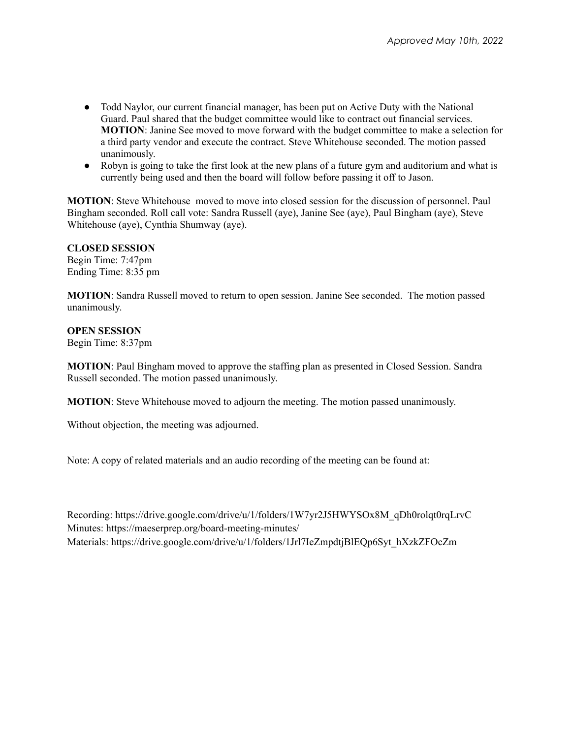*Approved May 10th, 2022*

- Todd Naylor, our current financial manager, has been put on Active Duty with the National Guard. Paul shared that the budget committee would like to contract out financial services. **MOTION**: Janine See moved to move forward with the budget committee to make a selection for a third party vendor and execute the contract. Steve Whitehouse seconded. The motion passed unanimously.
- Robyn is going to take the first look at the new plans of a future gym and auditorium and what is currently being used and then the board will follow before passing it off to Jason.

**MOTION**: Steve Whitehouse moved to move into closed session for the discussion of personnel. Paul Bingham seconded. Roll call vote: Sandra Russell (aye), Janine See (aye), Paul Bingham (aye), Steve Whitehouse (aye), Cynthia Shumway (aye).

**CLOSED SESSION**
Begin Time: 7:47pm
Ending Time: 8:35 pm

**MOTION**: Sandra Russell moved to return to open session. Janine See seconded. The motion passed unanimously.

**OPEN SESSION**
Begin Time: 8:37pm

**MOTION**: Paul Bingham moved to approve the staffing plan as presented in Closed Session. Sandra Russell seconded. The motion passed unanimously.

**MOTION**: Steve Whitehouse moved to adjourn the meeting. The motion passed unanimously.

Without objection, the meeting was adjourned.

Note: A copy of related materials and an audio recording of the meeting can be found at:

Recording: https://drive.google.com/drive/u/1/folders/1W7yr2J5HWYSOx8M_qDh0rolqt0rqLrvC
Minutes: https://maeserprep.org/board-meeting-minutes/
Materials: https://drive.google.com/drive/u/1/folders/1Jrl7IeZmpdtjBlEQp6Syt_hXzkZFOcZm